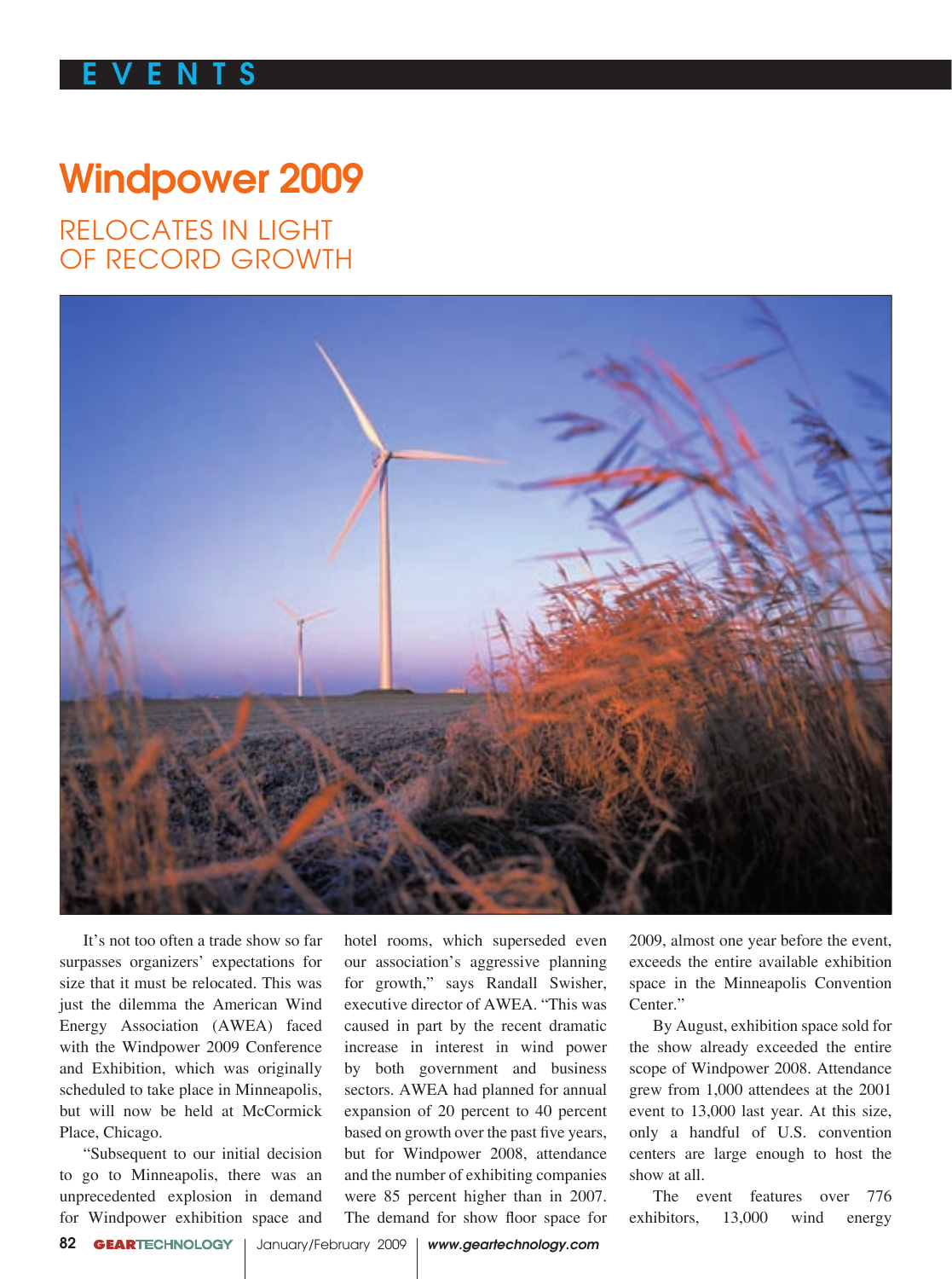# Windpower 2009

## RELOCATES IN LIGHT OF RECORD GROWTH

It's not too often a trade show so far surpasses organizers' expectations for size that it must be relocated. This was just the dilemma the American Wind Energy Association (AWEA) faced with the Windpower 2009 Conference and Exhibition, which was originally scheduled to take place in Minneapolis, but will now be held at McCormick Place, Chicago.

"Subsequent to our initial decision to go to Minneapolis, there was an unprecedented explosion in demand for Windpower exhibition space and hotel rooms, which superseded even our association's aggressive planning for growth," says Randall Swisher, executive director of AWEA. "This was caused in part by the recent dramatic increase in interest in wind power by both government and business sectors. AWEA had planned for annual expansion of 20 percent to 40 percent based on growth over the past five years, but for Windpower 2008, attendance and the number of exhibiting companies were 85 percent higher than in 2007. The demand for show floor space for 2009, almost one year before the event, exceeds the entire available exhibition space in the Minneapolis Convention Center."

By August, exhibition space sold for the show already exceeded the entire scope of Windpower 2008. Attendance grew from 1,000 attendees at the 2001 event to 13,000 last year. At this size, only a handful of U.S. convention centers are large enough to host the show at all.

The event features over 776 exhibitors, 13,000 wind energy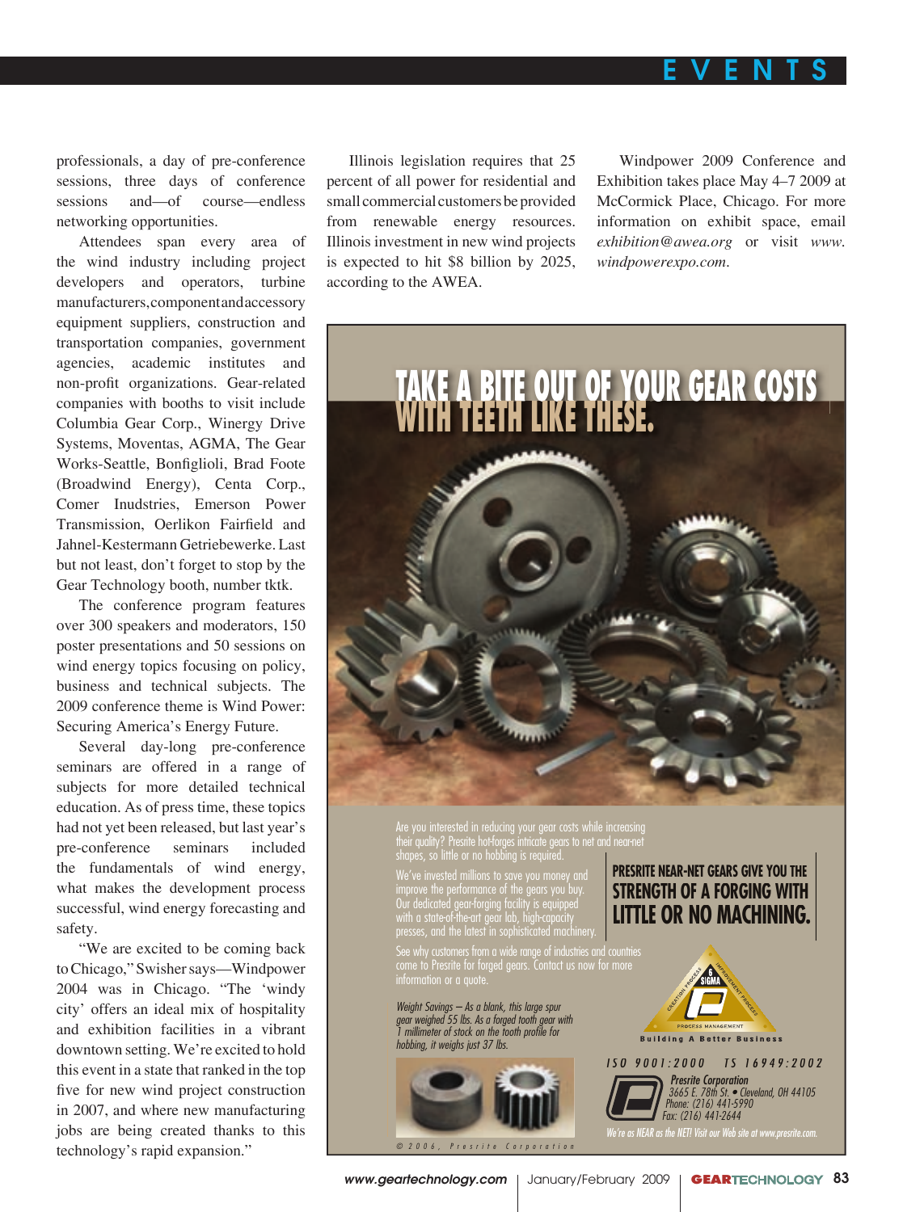professionals, a day of pre-conference sessions, three days of conference sessions and—of course—endless networking opportunities.

Attendees span every area of the wind industry including project developers and operators, turbine manufacturers, component and accessory equipment suppliers, construction and transportation companies, government agencies, academic institutes and non-profit organizations. Gear-related companies with booths to visit include Columbia Gear Corp., Winergy Drive Systems, Moventas, AGMA, The Gear Works-Seattle, Bonfiglioli, Brad Foote (Broadwind Energy), Centa Corp., Comer Inudstries, Emerson Power Transmission, Oerlikon Fairfield and Jahnel-Kestermann Getriebewerke. Last but not least, don't forget to stop by the Gear Technology booth, number tktk.

The conference program features over 300 speakers and moderators, 150 poster presentations and 50 sessions on wind energy topics focusing on policy, business and technical subjects. The 2009 conference theme is Wind Power: Securing America's Energy Future.

Several day-long pre-conference seminars are offered in a range of subjects for more detailed technical education. As of press time, these topics had not yet been released, but last year's pre-conference seminars included the fundamentals of wind energy, what makes the development process successful, wind energy forecasting and safety.

"We are excited to be coming back to Chicago," Swisher says—Windpower 2004 was in Chicago. "The 'windy city' offers an ideal mix of hospitality and exhibition facilities in a vibrant downtown setting. We're excited to hold this event in a state that ranked in the top five for new wind project construction in 2007, and where new manufacturing jobs are being created thanks to this technology's rapid expansion."

Illinois legislation requires that 25 percent of all power for residential and small commercial customers be provided from renewable energy resources. Illinois investment in new wind projects is expected to hit $8 billion by 2025, according to the AWEA.

Windpower 2009 Conference and Exhibition takes place May 4–7 2009 at McCormick Place, Chicago. For more information on exhibit space, email *exhibition@awea.org* or visit *www.windpowerexpo.com*.

# TAKE A BITE OUT OF YOUR GEAR COSTS WITH TEETH LIKE THESE.

Are you interested in reducing your gear costs while increasing their quality? Presrite hot-forges intricate gears to net and near-net shapes, so little or no hobbing is required.

We've invested millions to save you money and improve the performance of the gears you buy. Our dedicated gear-forging facility is equipped with a state-of-the-art gear lab, high-capacity presses, and the latest in sophisticated machinery.

See why customers from a wide range of industries and countries come to Presrite for forged gears. Contact us now for more information or a quote.

**PRESRITE NEAR-NET GEARS GIVE YOU THE STRENGTH OF A FORGING WITH LITTLE OR NO MACHINING.**

*Weight Savings – As a blank, this large spur gear weighed 55 lbs. As a forged tooth gear with 1 millimeter of stock on the tooth profile for hobbing, it weighs just 37 lbs.*

Building A Better Business

ISO 9001:2000 TS 16949:2002

Presrite Corporation
3665 E. 78th St. • Cleveland, OH 44105
Phone: (216) 441-5990
Fax: (216) 441-2644

We're as NEAR as the NET! Visit our Web site at www.presrite.com.

© 2006, Presrite Corporation